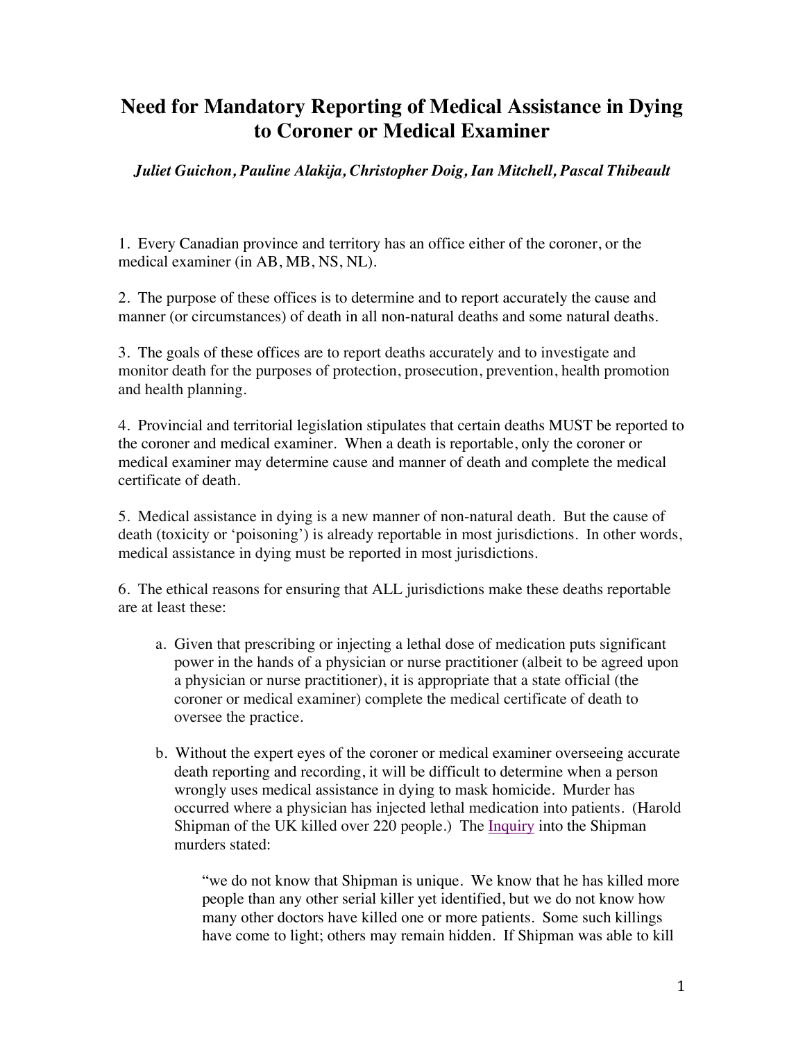# Need for Mandatory Reporting of Medical Assistance in Dying to Coroner or Medical Examiner

***Juliet Guichon, Pauline Alakija, Christopher Doig, Ian Mitchell, Pascal Thibeault***

1. Every Canadian province and territory has an office either of the coroner, or the medical examiner (in AB, MB, NS, NL).

2. The purpose of these offices is to determine and to report accurately the cause and manner (or circumstances) of death in all non-natural deaths and some natural deaths.

3. The goals of these offices are to report deaths accurately and to investigate and monitor death for the purposes of protection, prosecution, prevention, health promotion and health planning.

4. Provincial and territorial legislation stipulates that certain deaths MUST be reported to the coroner and medical examiner. When a death is reportable, only the coroner or medical examiner may determine cause and manner of death and complete the medical certificate of death.

5. Medical assistance in dying is a new manner of non-natural death. But the cause of death (toxicity or 'poisoning') is already reportable in most jurisdictions. In other words, medical assistance in dying must be reported in most jurisdictions.

6. The ethical reasons for ensuring that ALL jurisdictions make these deaths reportable are at least these:

   a. Given that prescribing or injecting a lethal dose of medication puts significant power in the hands of a physician or nurse practitioner (albeit to be agreed upon a physician or nurse practitioner), it is appropriate that a state official (the coroner or medical examiner) complete the medical certificate of death to oversee the practice.

   b. Without the expert eyes of the coroner or medical examiner overseeing accurate death reporting and recording, it will be difficult to determine when a person wrongly uses medical assistance in dying to mask homicide. Murder has occurred where a physician has injected lethal medication into patients. (Harold Shipman of the UK killed over 220 people.) The Inquiry into the Shipman murders stated:

      "we do not know that Shipman is unique. We know that he has killed more people than any other serial killer yet identified, but we do not know how many other doctors have killed one or more patients. Some such killings have come to light; others may remain hidden. If Shipman was able to kill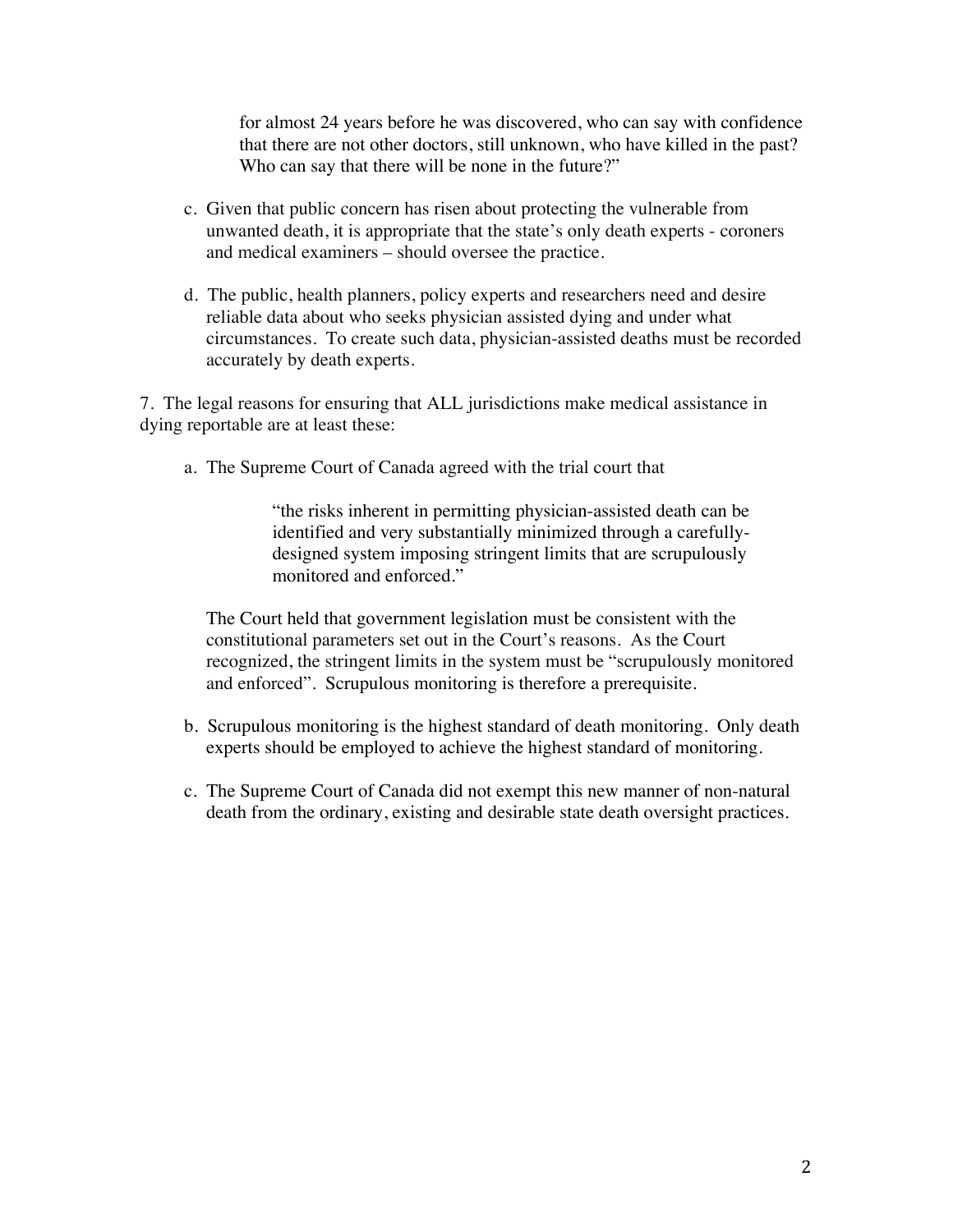for almost 24 years before he was discovered, who can say with confidence that there are not other doctors, still unknown, who have killed in the past? Who can say that there will be none in the future?"

c. Given that public concern has risen about protecting the vulnerable from unwanted death, it is appropriate that the state's only death experts - coroners and medical examiners – should oversee the practice.

d. The public, health planners, policy experts and researchers need and desire reliable data about who seeks physician assisted dying and under what circumstances. To create such data, physician-assisted deaths must be recorded accurately by death experts.

7. The legal reasons for ensuring that ALL jurisdictions make medical assistance in dying reportable are at least these:

a. The Supreme Court of Canada agreed with the trial court that

> "the risks inherent in permitting physician-assisted death can be identified and very substantially minimized through a carefully-designed system imposing stringent limits that are scrupulously monitored and enforced."

The Court held that government legislation must be consistent with the constitutional parameters set out in the Court's reasons. As the Court recognized, the stringent limits in the system must be "scrupulously monitored and enforced". Scrupulous monitoring is therefore a prerequisite.

b. Scrupulous monitoring is the highest standard of death monitoring. Only death experts should be employed to achieve the highest standard of monitoring.

c. The Supreme Court of Canada did not exempt this new manner of non-natural death from the ordinary, existing and desirable state death oversight practices.